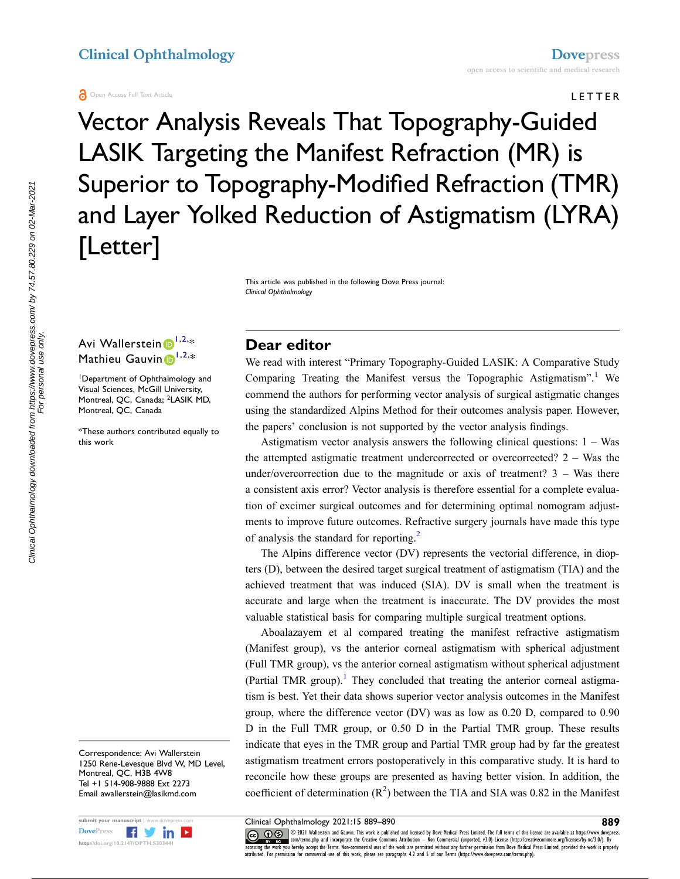LETTER

# Vector Analysis Reveals That Topography-Guided LASIK Targeting the Manifest Refraction (MR) is Superior to Topography-Modified Refraction (TMR) and Layer Yolked Reduction of Astigmatism (LYRA) [Letter]

This article was published in the following Dove Press journal:
*Clinical Ophthalmology*

Avi Wallerstein[1,2,*]
Mathieu Gauvin[1,2,*]

[1]Department of Ophthalmology and Visual Sciences, McGill University, Montreal, QC, Canada; [2]LASIK MD, Montreal, QC, Canada

*These authors contributed equally to this work

Correspondence: Avi Wallerstein
1250 Rene-Levesque Blvd W, MD Level, Montreal, QC, H3B 4W8
Tel +1 514-908-9888 Ext 2273
Email awallerstein@lasikmd.com

## Dear editor

We read with interest "Primary Topography-Guided LASIK: A Comparative Study Comparing Treating the Manifest versus the Topographic Astigmatism".[1] We commend the authors for performing vector analysis of surgical astigmatic changes using the standardized Alpins Method for their outcomes analysis paper. However, the papers' conclusion is not supported by the vector analysis findings.

Astigmatism vector analysis answers the following clinical questions: 1 – Was the attempted astigmatic treatment undercorrected or overcorrected? 2 – Was the under/overcorrection due to the magnitude or axis of treatment? 3 – Was there a consistent axis error? Vector analysis is therefore essential for a complete evaluation of excimer surgical outcomes and for determining optimal nomogram adjustments to improve future outcomes. Refractive surgery journals have made this type of analysis the standard for reporting.[2]

The Alpins difference vector (DV) represents the vectorial difference, in diopters (D), between the desired target surgical treatment of astigmatism (TIA) and the achieved treatment that was induced (SIA). DV is small when the treatment is accurate and large when the treatment is inaccurate. The DV provides the most valuable statistical basis for comparing multiple surgical treatment options.

Aboalazayem et al compared treating the manifest refractive astigmatism (Manifest group), vs the anterior corneal astigmatism with spherical adjustment (Full TMR group), vs the anterior corneal astigmatism without spherical adjustment (Partial TMR group).[1] They concluded that treating the anterior corneal astigmatism is best. Yet their data shows superior vector analysis outcomes in the Manifest group, where the difference vector (DV) was as low as 0.20 D, compared to 0.90 D in the Full TMR group, or 0.50 D in the Partial TMR group. These results indicate that eyes in the TMR group and Partial TMR group had by far the greatest astigmatism treatment errors postoperatively in this comparative study. It is hard to reconcile how these groups are presented as having better vision. In addition, the coefficient of determination ($R^2$) between the TIA and SIA was 0.82 in the Manifest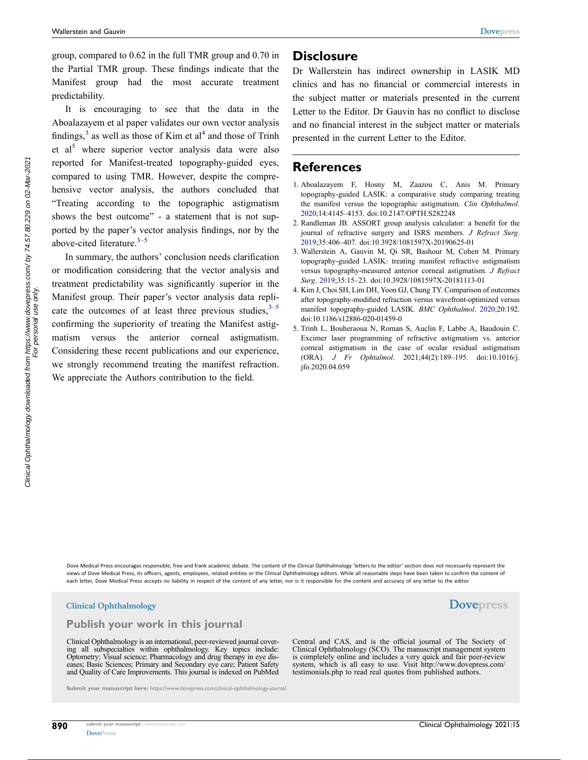group, compared to 0.62 in the full TMR group and 0.70 in the Partial TMR group. These findings indicate that the Manifest group had the most accurate treatment predictability.

It is encouraging to see that the data in the Aboalazayem et al paper validates our own vector analysis findings,[3] as well as those of Kim et al[4] and those of Trinh et al[5] where superior vector analysis data were also reported for Manifest-treated topography-guided eyes, compared to using TMR. However, despite the comprehensive vector analysis, the authors concluded that "Treating according to the topographic astigmatism shows the best outcome" - a statement that is not supported by the paper's vector analysis findings, nor by the above-cited literature.[3–5]

In summary, the authors' conclusion needs clarification or modification considering that the vector analysis and treatment predictability was significantly superior in the Manifest group. Their paper's vector analysis data replicate the outcomes of at least three previous studies,[3–5] confirming the superiority of treating the Manifest astigmatism versus the anterior corneal astigmatism. Considering these recent publications and our experience, we strongly recommend treating the manifest refraction. We appreciate the Authors contribution to the field.

## Disclosure

Dr Wallerstein has indirect ownership in LASIK MD clinics and has no financial or commercial interests in the subject matter or materials presented in the current Letter to the Editor. Dr Gauvin has no conflict to disclose and no financial interest in the subject matter or materials presented in the current Letter to the Editor.

## References

1. Aboalazayem F, Hosny M, Zaazou C, Anis M. Primary topography-guided LASIK: a comparative study comparing treating the manifest versus the topographic astigmatism. *Clin Ophthalmol*. 2020;14:4145–4153. doi:10.2147/OPTH.S282248
2. Randleman JB. ASSORT group analysis calculator: a benefit for the journal of refractive surgery and ISRS members. *J Refract Surg*. 2019;35:406–407. doi:10.3928/1081597X-20190625-01
3. Wallerstein A, Gauvin M, Qi SR, Bashour M, Cohen M. Primary topography-guided LASIK: treating manifest refractive astigmatism versus topography-measured anterior corneal astigmatism. *J Refract Surg*. 2019;35:15–23. doi:10.3928/1081597X-20181113-01
4. Kim J, Choi SH, Lim DH, Yoon GJ, Chung TY. Comparison of outcomes after topography-modified refraction versus wavefront-optimized versus manifest topography-guided LASIK. *BMC Ophthalmol*. 2020;20:192. doi:10.1186/s12886-020-01459-0
5. Trinh L, Bouheraoua N, Roman S, Auclin F, Labbe A, Baudouin C. Excimer laser programming of refractive astigmatism vs. anterior corneal astigmatism in the case of ocular residual astigmatism (ORA). *J Fr Ophtalmol*. 2021;44(2):189–195. doi:10.1016/j.jfo.2020.04.059

Dove Medical Press encourages responsible, free and frank academic debate. The content of the Clinical Ophthalmology 'letters to the editor' section does not necessarily represent the views of Dove Medical Press, its officers, agents, employees, related entities or the Clinical Ophthalmology editors. While all reasonable steps have been taken to confirm the content of each letter, Dove Medical Press accepts no liability in respect of the content of any letter, nor is it responsible for the content and accuracy of any letter to the editor.

**Clinical Ophthalmology**

**Publish your work in this journal**

Clinical Ophthalmology is an international, peer-reviewed journal covering all subspecialties within ophthalmology. Key topics include: Optometry; Visual science; Pharmacology and drug therapy in eye diseases; Basic Sciences; Primary and Secondary eye care; Patient Safety and Quality of Care Improvements. This journal is indexed on PubMed Central and CAS, and is the official journal of The Society of Clinical Ophthalmology (SCO). The manuscript management system is completely online and includes a very quick and fair peer-review system, which is all easy to use. Visit http://www.dovepress.com/testimonials.php to read real quotes from published authors.

**Submit your manuscript here:** https://www.dovepress.com/clinical-ophthalmology-journal